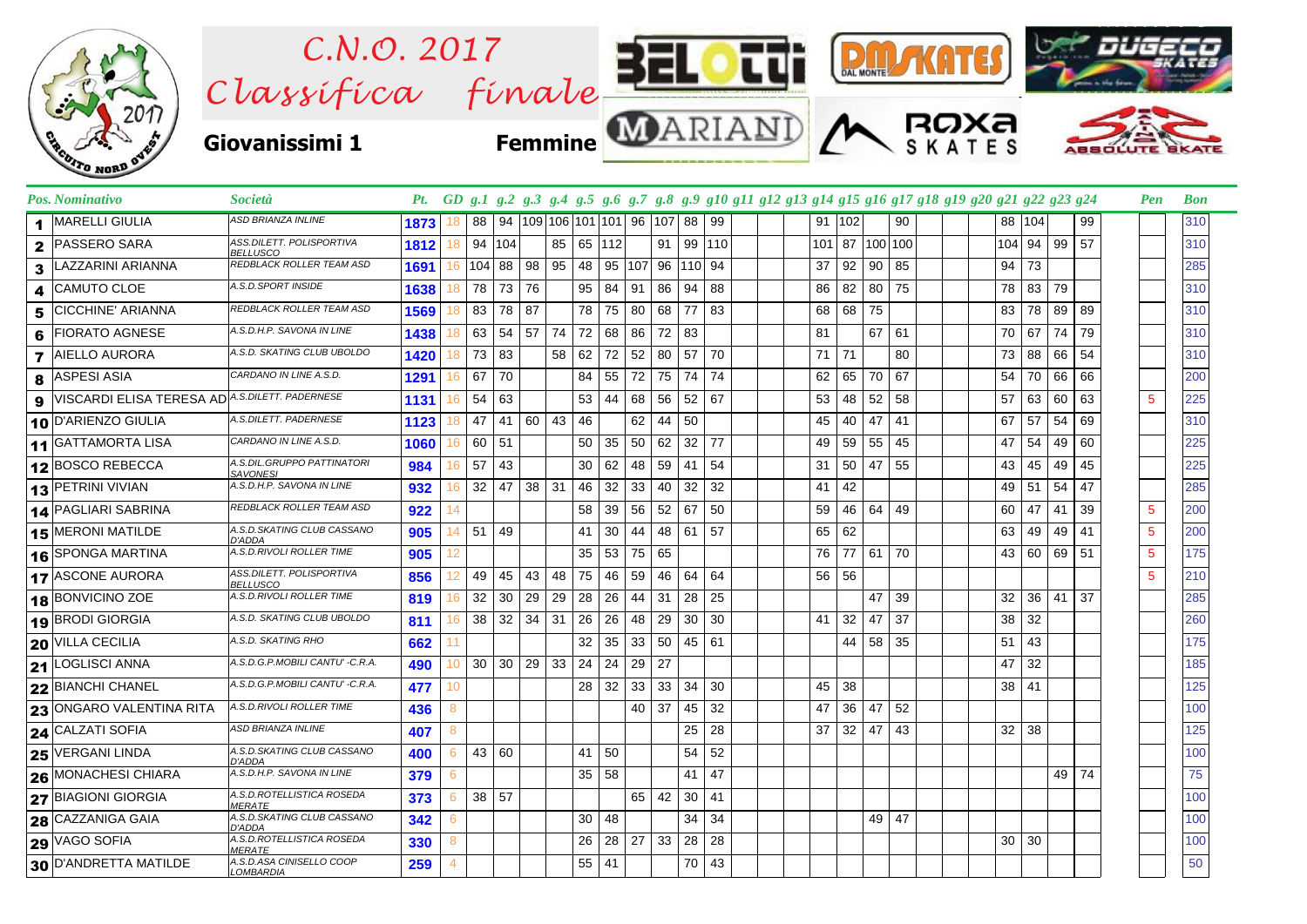# C.N.O. 2017 Classifica finale

**Giovanissimi 1** **Femmine**

| Pos. | Nominativo | Società | Pt. | GD | g.1 | g.2 | g.3 | g.4 | g.5 | g.6 | g.7 | g.8 | g.9 | g.10 | g.11 | g.12 | g.13 | g.14 | g.15 | g.16 | g.17 | g.18 | g.19 | g.20 | g.21 | g.22 | g.23 | g.24 | Pen | Bon |
|---|---|---|---|---|---|---|---|---|---|---|---|---|---|---|---|---|---|---|---|---|---|---|---|---|---|---|---|---|---|---|
| 1 | MARELLI GIULIA | ASD BRIANZA INLINE | 1873 | 18 | 88 | 94 | 109 | 106 | 101 | 101 | 96 | 107 | 88 | 99 | | | 91 | 102 | | 90 | | | | | 88 | 104 | | 99 | | 310 |
| 2 | PASSERO SARA | ASS.DILETT. POLISPORTIVA BELLUSCO | 1812 | 18 | 94 | 104 | | 85 | 65 | 112 | | 91 | 99 | 110 | | | 101 | 87 | 100 | 100 | | | | | 104 | 94 | 99 | 57 | | 310 |
| 3 | LAZZARINI ARIANNA | REDBLACK ROLLER TEAM ASD | 1691 | 16 | 104 | 88 | 98 | 95 | 48 | 95 | 107 | 96 | 110 | 94 | | | 37 | 92 | 90 | 85 | | | | | 94 | 73 | | | | 285 |
| 4 | CAMUTO CLOE | A.S.D.SPORT INSIDE | 1638 | 18 | 78 | 73 | 76 | | 95 | 84 | 91 | 86 | 94 | 88 | | | 86 | 82 | 80 | 75 | | | | | 78 | 83 | 79 | | | 310 |
| 5 | CICCHINE' ARIANNA | REDBLACK ROLLER TEAM ASD | 1569 | 18 | 83 | 78 | 87 | | 78 | 75 | 80 | 68 | 77 | 83 | | | 68 | 68 | 75 | | | | | | 83 | 78 | 89 | 89 | | 310 |
| 6 | FIORATO AGNESE | A.S.D.H.P. SAVONA IN LINE | 1438 | 18 | 63 | 54 | 57 | 74 | 72 | 68 | 86 | 72 | 83 | | | | 81 | | 67 | 61 | | | | | 70 | 67 | 74 | 79 | | 310 |
| 7 | AIELLO AURORA | A.S.D. SKATING CLUB UBOLDO | 1420 | 18 | 73 | 83 | | 58 | 62 | 72 | 52 | 80 | 57 | 70 | | | 71 | 71 | | 80 | | | | | 73 | 88 | 66 | 54 | | 310 |
| 8 | ASPESI ASIA | CARDANO IN LINE A.S.D. | 1291 | 16 | 67 | 70 | | | 84 | 55 | 72 | 75 | 74 | 74 | | | 62 | 65 | 70 | 67 | | | | | 54 | 70 | 66 | 66 | | 200 |
| 9 | VISCARDI ELISA TERESA AD | A.S.DILETT. PADERNESE | 1131 | 16 | 54 | 63 | | | 53 | 44 | 68 | 56 | 52 | 67 | | | 53 | 48 | 52 | 58 | | | | | 57 | 63 | 60 | 63 | 5 | 225 |
| 10 | D'ARIENZO GIULIA | A.S.DILETT. PADERNESE | 1123 | 18 | 47 | 41 | 60 | 43 | 46 | | 62 | 44 | 50 | | | | 45 | 40 | 47 | 41 | | | | | 67 | 57 | 54 | 69 | | 310 |
| 11 | GATTAMORTA LISA | CARDANO IN LINE A.S.D. | 1060 | 16 | 60 | 51 | | | 50 | 35 | 50 | 62 | 32 | 77 | | | 49 | 59 | 55 | 45 | | | | | 47 | 54 | 49 | 60 | | 225 |
| 12 | BOSCO REBECCA | A.S.DIL.GRUPPO PATTINATORI SAVONESI | 984 | 16 | 57 | 43 | | | 30 | 62 | 48 | 59 | 41 | 54 | | | 31 | 50 | 47 | 55 | | | | | 43 | 45 | 49 | 45 | | 225 |
| 13 | PETRINI VIVIAN | A.S.D.H.P. SAVONA IN LINE | 932 | 16 | 32 | 47 | 38 | 31 | 46 | 32 | 33 | 40 | 32 | 32 | | | 41 | 42 | | | | | | | 49 | 51 | 54 | 47 | | 285 |
| 14 | PAGLIARI SABRINA | REDBLACK ROLLER TEAM ASD | 922 | 14 | | | | | 58 | 39 | 56 | 52 | 67 | 50 | | | 59 | 46 | 64 | 49 | | | | | 60 | 47 | 41 | 39 | 5 | 200 |
| 15 | MERONI MATILDE | A.S.D.SKATING CLUB CASSANO D'ADDA | 905 | 14 | 51 | 49 | | | 41 | 30 | 44 | 48 | 61 | 57 | | | 65 | 62 | | | | | | | 63 | 49 | 49 | 41 | 5 | 200 |
| 16 | SPONGA MARTINA | A.S.D.RIVOLI ROLLER TIME | 905 | 12 | | | | | 35 | 53 | 75 | 65 | | | | | 76 | 77 | 61 | 70 | | | | | 43 | 60 | 69 | 51 | 5 | 175 |
| 17 | ASCONE AURORA | ASS.DILETT. POLISPORTIVA BELLUSCO | 856 | 12 | 49 | 45 | 43 | 48 | 75 | 46 | 59 | 46 | 64 | 64 | | | 56 | 56 | | | | | | | | | | | 5 | 210 |
| 18 | BONVICINO ZOE | A.S.D.RIVOLI ROLLER TIME | 819 | 16 | 32 | 30 | 29 | 29 | 28 | 26 | 44 | 31 | 28 | 25 | | | | | 47 | 39 | | | | | 32 | 36 | 41 | 37 | | 285 |
| 19 | BRODI GIORGIA | A.S.D. SKATING CLUB UBOLDO | 811 | 16 | 38 | 32 | 34 | 31 | 26 | 26 | 48 | 29 | 30 | 30 | | | 41 | 32 | 47 | 37 | | | | | 38 | 32 | | | | 260 |
| 20 | VILLA CECILIA | A.S.D. SKATING RHO | 662 | 11 | | | | | 32 | 35 | 33 | 50 | 45 | 61 | | | | 44 | 58 | 35 | | | | | 51 | 43 | | | | 175 |
| 21 | LOGLISCI ANNA | A.S.D.G.P.MOBILI CANTU' -C.R.A. | 490 | 10 | 30 | 30 | 29 | 33 | 24 | 24 | 29 | 27 | | | | | | | | | | | | | 47 | 32 | | | | 185 |
| 22 | BIANCHI CHANEL | A.S.D.G.P.MOBILI CANTU' -C.R.A. | 477 | 10 | | | | | 28 | 32 | 33 | 33 | 34 | 30 | | | 45 | 38 | | | | | | | 38 | 41 | | | | 125 |
| 23 | ONGARO VALENTINA RITA | A.S.D.RIVOLI ROLLER TIME | 436 | 8 | | | | | | | 40 | 37 | 45 | 32 | | | 47 | 36 | 47 | 52 | | | | | | | | | | 100 |
| 24 | CALZATI SOFIA | ASD BRIANZA INLINE | 407 | 8 | | | | | | | | | 25 | 28 | | | 37 | 32 | 47 | 43 | | | | | 32 | 38 | | | | 125 |
| 25 | VERGANI LINDA | A.S.D.SKATING CLUB CASSANO D'ADDA | 400 | 6 | 43 | 60 | | | 41 | 50 | | | 54 | 52 | | | | | | | | | | | | | | | | 100 |
| 26 | MONACHESI CHIARA | A.S.D.H.P. SAVONA IN LINE | 379 | 6 | | | | | 35 | 58 | | | 41 | 47 | | | | | | | | | | | | | 49 | 74 | | 75 |
| 27 | BIAGIONI GIORGIA | A.S.D.ROTELLISTICA ROSEDA MERATE | 373 | 6 | 38 | 57 | | | | | 65 | 42 | 30 | 41 | | | | | | | | | | | | | | | | 100 |
| 28 | CAZZANIGA GAIA | A.S.D.SKATING CLUB CASSANO D'ADDA | 342 | 6 | | | | | 30 | 48 | | | 34 | 34 | | | | | 49 | 47 | | | | | | | | | | 100 |
| 29 | VAGO SOFIA | A.S.D.ROTELLISTICA ROSEDA MERATE | 330 | 8 | | | | | 26 | 28 | 27 | 33 | 28 | 28 | | | | | | | | | | | 30 | 30 | | | | 100 |
| 30 | D'ANDRETTA MATILDE | A.S.D.ASA CINISELLO COOP LOMBARDIA | 259 | 4 | | | | | 55 | 41 | | | 70 | 43 | | | | | | | | | | | | | | | | 50 |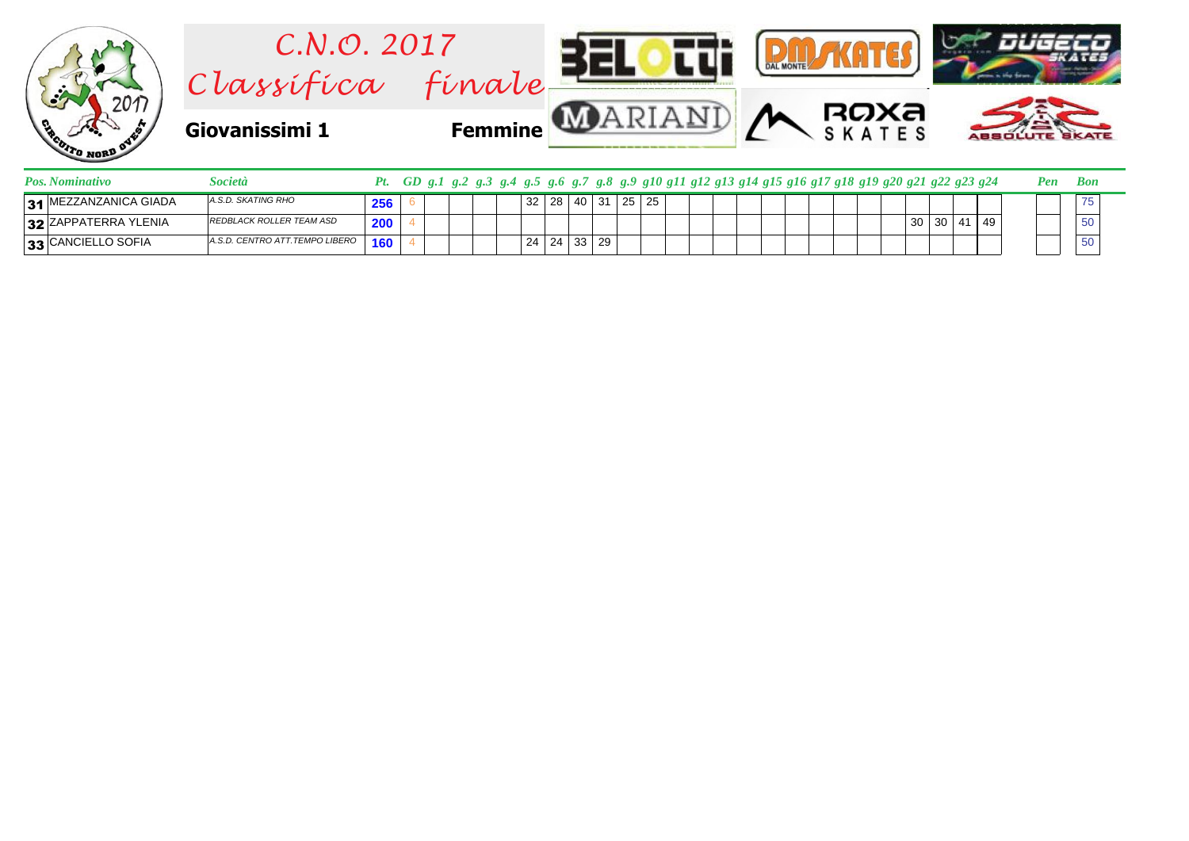# C.N.O. 2017 Classifica finale

**Giovanissimi 1** **Femmine**

| Pos. | Nominativo | Società | Pt. | GD | g.1 | g.2 | g.3 | g.4 | g.5 | g.6 | g.7 | g.8 | g.9 | g10 | g11 | g12 | g13 | g14 | g15 | g16 | g17 | g18 | g19 | g20 | g21 | g22 | g23 | g24 | Pen | Bon |
|---|---|---|---|---|---|---|---|---|---|---|---|---|---|---|---|---|---|---|---|---|---|---|---|---|---|---|---|---|---|---|
| 31 | MEZZANZANICA GIADA | A.S.D. SKATING RHO | 256 | 6 | | | | | 32 | 28 | 40 | 31 | 25 | 25 | | | | | | | | | | | | | | | | 75 |
| 32 | ZAPPATERRA YLENIA | REDBLACK ROLLER TEAM ASD | 200 | 4 | | | | | | | | | | | | | | | | | | | | | 30 | 30 | 41 | 49 | | 50 |
| 33 | CANCIELLO SOFIA | A.S.D. CENTRO ATT.TEMPO LIBERO | 160 | 4 | | | | | 24 | 24 | 33 | 29 | | | | | | | | | | | | | | | | | | 50 |